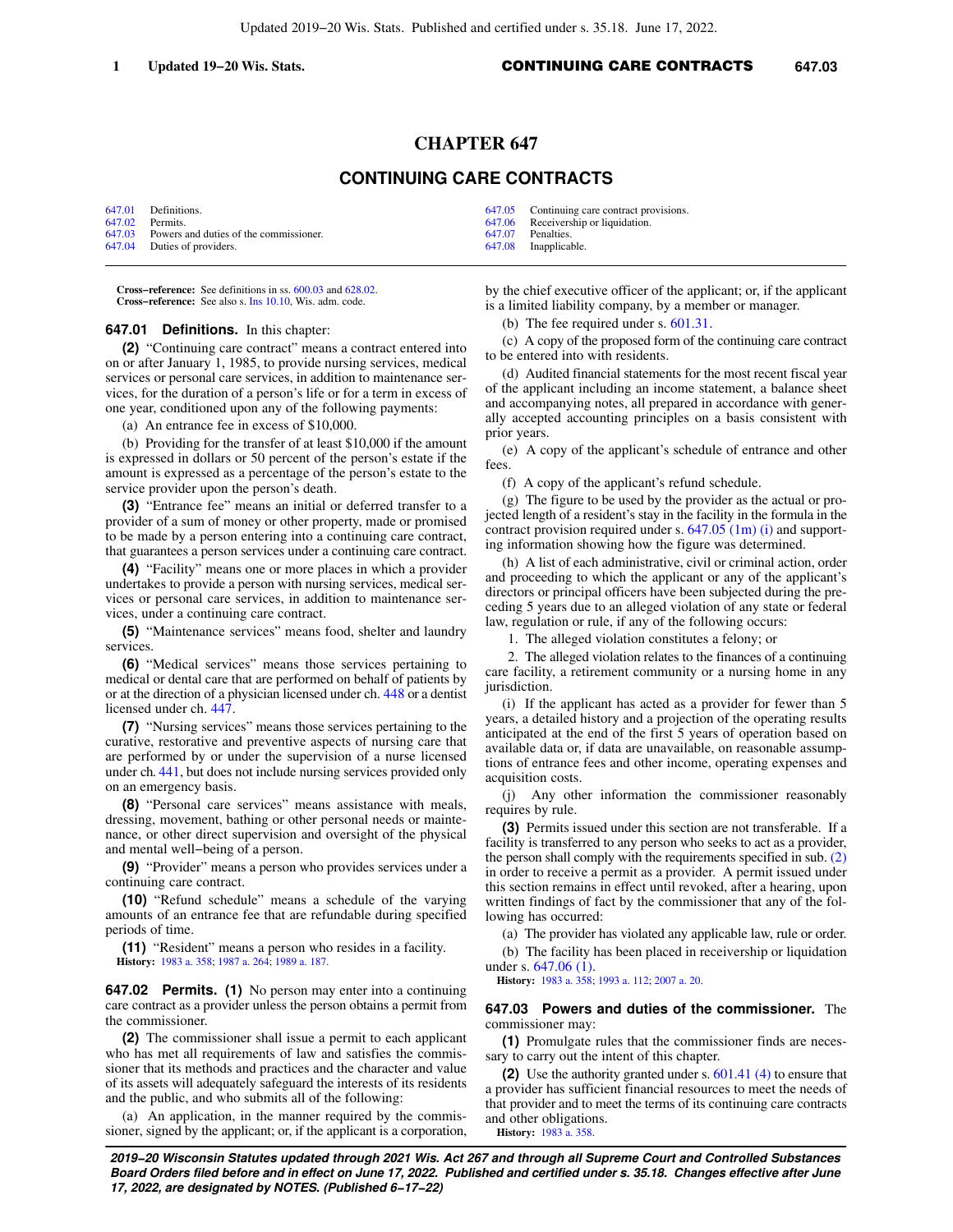# CHAPTER 647

## CONTINUING CARE CONTRACTS

| | | | |
|---|---|---|---|
| 647.01 | Definitions. | 647.05 | Continuing care contract provisions. |
| 647.02 | Permits. | 647.06 | Receivership or liquidation. |
| 647.03 | Powers and duties of the commissioner. | 647.07 | Penalties. |
| 647.04 | Duties of providers. | 647.08 | Inapplicable. |

**Cross-reference:** See definitions in ss. 600.03 and 628.02.
**Cross-reference:** See also s. Ins 10.10, Wis. adm. code.

**647.01 Definitions.** In this chapter:

**(2)** "Continuing care contract" means a contract entered into on or after January 1, 1985, to provide nursing services, medical services or personal care services, in addition to maintenance services, for the duration of a person's life or for a term in excess of one year, conditioned upon any of the following payments:

(a) An entrance fee in excess of $10,000.

(b) Providing for the transfer of at least $10,000 if the amount is expressed in dollars or 50 percent of the person's estate if the amount is expressed as a percentage of the person's estate to the service provider upon the person's death.

**(3)** "Entrance fee" means an initial or deferred transfer to a provider of a sum of money or other property, made or promised to be made by a person entering into a continuing care contract, that guarantees a person services under a continuing care contract.

**(4)** "Facility" means one or more places in which a provider undertakes to provide a person with nursing services, medical services or personal care services, in addition to maintenance services, under a continuing care contract.

**(5)** "Maintenance services" means food, shelter and laundry services.

**(6)** "Medical services" means those services pertaining to medical or dental care that are performed on behalf of patients by or at the direction of a physician licensed under ch. 448 or a dentist licensed under ch. 447.

**(7)** "Nursing services" means those services pertaining to the curative, restorative and preventive aspects of nursing care that are performed by or under the supervision of a nurse licensed under ch. 441, but does not include nursing services provided only on an emergency basis.

**(8)** "Personal care services" means assistance with meals, dressing, movement, bathing or other personal needs or maintenance, or other direct supervision and oversight of the physical and mental well-being of a person.

**(9)** "Provider" means a person who provides services under a continuing care contract.

**(10)** "Refund schedule" means a schedule of the varying amounts of an entrance fee that are refundable during specified periods of time.

**(11)** "Resident" means a person who resides in a facility.

**History:** 1983 a. 358; 1987 a. 264; 1989 a. 187.

**647.02 Permits. (1)** No person may enter into a continuing care contract as a provider unless the person obtains a permit from the commissioner.

**(2)** The commissioner shall issue a permit to each applicant who has met all requirements of law and satisfies the commissioner that its methods and practices and the character and value of its assets will adequately safeguard the interests of its residents and the public, and who submits all of the following:

(a) An application, in the manner required by the commissioner, signed by the applicant; or, if the applicant is a corporation, by the chief executive officer of the applicant; or, if the applicant is a limited liability company, by a member or manager.

(b) The fee required under s. 601.31.

(c) A copy of the proposed form of the continuing care contract to be entered into with residents.

(d) Audited financial statements for the most recent fiscal year of the applicant including an income statement, a balance sheet and accompanying notes, all prepared in accordance with generally accepted accounting principles on a basis consistent with prior years.

(e) A copy of the applicant's schedule of entrance and other fees.

(f) A copy of the applicant's refund schedule.

(g) The figure to be used by the provider as the actual or projected length of a resident's stay in the facility in the formula in the contract provision required under s. 647.05 (1m) (i) and supporting information showing how the figure was determined.

(h) A list of each administrative, civil or criminal action, order and proceeding to which the applicant or any of the applicant's directors or principal officers have been subjected during the preceding 5 years due to an alleged violation of any state or federal law, regulation or rule, if any of the following occurs:

1. The alleged violation constitutes a felony; or

2. The alleged violation relates to the finances of a continuing care facility, a retirement community or a nursing home in any jurisdiction.

(i) If the applicant has acted as a provider for fewer than 5 years, a detailed history and a projection of the operating results anticipated at the end of the first 5 years of operation based on available data or, if data are unavailable, on reasonable assumptions of entrance fees and other income, operating expenses and acquisition costs.

(j) Any other information the commissioner reasonably requires by rule.

**(3)** Permits issued under this section are not transferable. If a facility is transferred to any person who seeks to act as a provider, the person shall comply with the requirements specified in sub. (2) in order to receive a permit as a provider. A permit issued under this section remains in effect until revoked, after a hearing, upon written findings of fact by the commissioner that any of the following has occurred:

(a) The provider has violated any applicable law, rule or order.

(b) The facility has been placed in receivership or liquidation under s. 647.06 (1).

**History:** 1983 a. 358; 1993 a. 112; 2007 a. 20.

**647.03 Powers and duties of the commissioner.** The commissioner may:

**(1)** Promulgate rules that the commissioner finds are necessary to carry out the intent of this chapter.

**(2)** Use the authority granted under s. 601.41 (4) to ensure that a provider has sufficient financial resources to meet the needs of that provider and to meet the terms of its continuing care contracts and other obligations.

**History:** 1983 a. 358.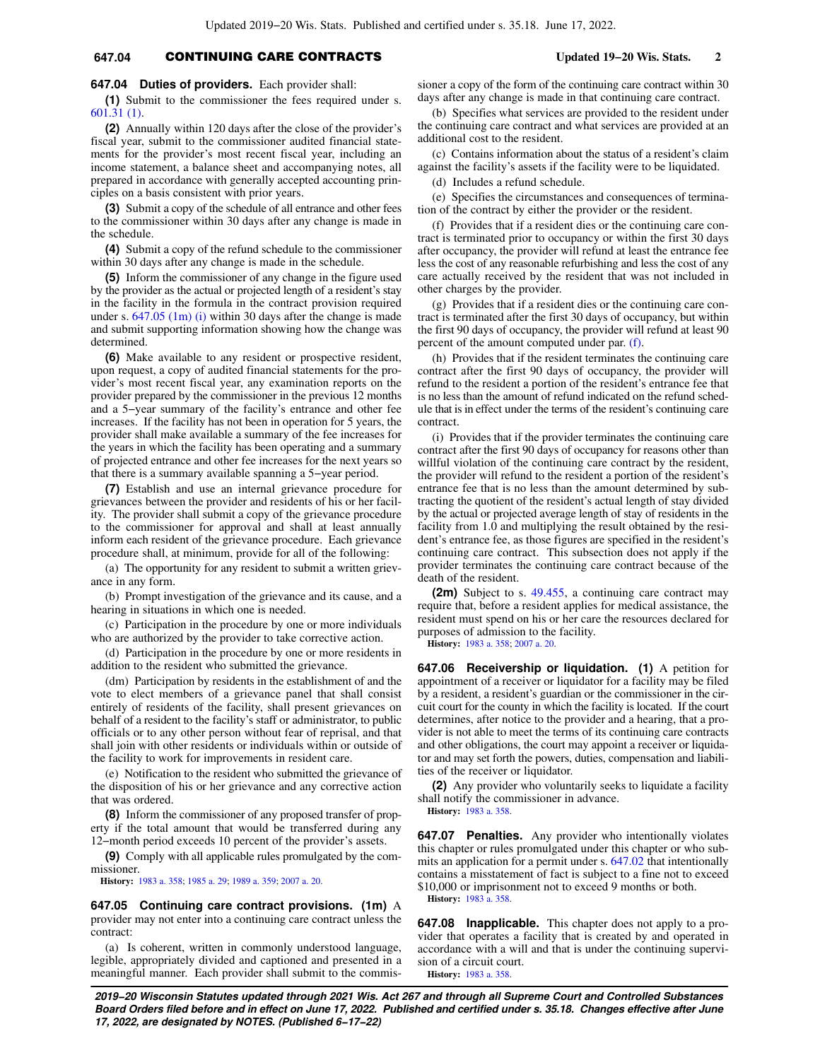**647.04 Duties of providers.** Each provider shall:

**(1)** Submit to the commissioner the fees required under s. 601.31 (1).

**(2)** Annually within 120 days after the close of the provider's fiscal year, submit to the commissioner audited financial statements for the provider's most recent fiscal year, including an income statement, a balance sheet and accompanying notes, all prepared in accordance with generally accepted accounting principles on a basis consistent with prior years.

**(3)** Submit a copy of the schedule of all entrance and other fees to the commissioner within 30 days after any change is made in the schedule.

**(4)** Submit a copy of the refund schedule to the commissioner within 30 days after any change is made in the schedule.

**(5)** Inform the commissioner of any change in the figure used by the provider as the actual or projected length of a resident's stay in the facility in the formula in the contract provision required under s. 647.05 (1m) (i) within 30 days after the change is made and submit supporting information showing how the change was determined.

**(6)** Make available to any resident or prospective resident, upon request, a copy of audited financial statements for the provider's most recent fiscal year, any examination reports on the provider prepared by the commissioner in the previous 12 months and a 5−year summary of the facility's entrance and other fee increases. If the facility has not been in operation for 5 years, the provider shall make available a summary of the fee increases for the years in which the facility has been operating and a summary of projected entrance and other fee increases for the next years so that there is a summary available spanning a 5−year period.

**(7)** Establish and use an internal grievance procedure for grievances between the provider and residents of his or her facility. The provider shall submit a copy of the grievance procedure to the commissioner for approval and shall at least annually inform each resident of the grievance procedure. Each grievance procedure shall, at minimum, provide for all of the following:

(a) The opportunity for any resident to submit a written grievance in any form.

(b) Prompt investigation of the grievance and its cause, and a hearing in situations in which one is needed.

(c) Participation in the procedure by one or more individuals who are authorized by the provider to take corrective action.

(d) Participation in the procedure by one or more residents in addition to the resident who submitted the grievance.

(dm) Participation by residents in the establishment of and the vote to elect members of a grievance panel that shall consist entirely of residents of the facility, shall present grievances on behalf of a resident to the facility's staff or administrator, to public officials or to any other person without fear of reprisal, and that shall join with other residents or individuals within or outside of the facility to work for improvements in resident care.

(e) Notification to the resident who submitted the grievance of the disposition of his or her grievance and any corrective action that was ordered.

**(8)** Inform the commissioner of any proposed transfer of property if the total amount that would be transferred during any 12−month period exceeds 10 percent of the provider's assets.

**(9)** Comply with all applicable rules promulgated by the commissioner.

**History:** 1983 a. 358; 1985 a. 29; 1989 a. 359; 2007 a. 20.

**647.05 Continuing care contract provisions. (1m)** A provider may not enter into a continuing care contract unless the contract:

(a) Is coherent, written in commonly understood language, legible, appropriately divided and captioned and presented in a meaningful manner. Each provider shall submit to the commissioner a copy of the form of the continuing care contract within 30 days after any change is made in that continuing care contract.

(b) Specifies what services are provided to the resident under the continuing care contract and what services are provided at an additional cost to the resident.

(c) Contains information about the status of a resident's claim against the facility's assets if the facility were to be liquidated.

(d) Includes a refund schedule.

(e) Specifies the circumstances and consequences of termination of the contract by either the provider or the resident.

(f) Provides that if a resident dies or the continuing care contract is terminated prior to occupancy or within the first 30 days after occupancy, the provider will refund at least the entrance fee less the cost of any reasonable refurbishing and less the cost of any care actually received by the resident that was not included in other charges by the provider.

(g) Provides that if a resident dies or the continuing care contract is terminated after the first 30 days of occupancy, but within the first 90 days of occupancy, the provider will refund at least 90 percent of the amount computed under par. (f).

(h) Provides that if the resident terminates the continuing care contract after the first 90 days of occupancy, the provider will refund to the resident a portion of the resident's entrance fee that is no less than the amount of refund indicated on the refund schedule that is in effect under the terms of the resident's continuing care contract.

(i) Provides that if the provider terminates the continuing care contract after the first 90 days of occupancy for reasons other than willful violation of the continuing care contract by the resident, the provider will refund to the resident a portion of the resident's entrance fee that is no less than the amount determined by subtracting the quotient of the resident's actual length of stay divided by the actual or projected average length of stay of residents in the facility from 1.0 and multiplying the result obtained by the resident's entrance fee, as those figures are specified in the resident's continuing care contract. This subsection does not apply if the provider terminates the continuing care contract because of the death of the resident.

**(2m)** Subject to s. 49.455, a continuing care contract may require that, before a resident applies for medical assistance, the resident must spend on his or her care the resources declared for purposes of admission to the facility.

**History:** 1983 a. 358; 2007 a. 20.

**647.06 Receivership or liquidation. (1)** A petition for appointment of a receiver or liquidator for a facility may be filed by a resident, a resident's guardian or the commissioner in the circuit court for the county in which the facility is located. If the court determines, after notice to the provider and a hearing, that a provider is not able to meet the terms of its continuing care contracts and other obligations, the court may appoint a receiver or liquidator and may set forth the powers, duties, compensation and liabilities of the receiver or liquidator.

**(2)** Any provider who voluntarily seeks to liquidate a facility shall notify the commissioner in advance.

**History:** 1983 a. 358.

**647.07 Penalties.** Any provider who intentionally violates this chapter or rules promulgated under this chapter or who submits an application for a permit under s. 647.02 that intentionally contains a misstatement of fact is subject to a fine not to exceed $10,000 or imprisonment not to exceed 9 months or both.

**History:** 1983 a. 358.

**647.08 Inapplicable.** This chapter does not apply to a provider that operates a facility that is created by and operated in accordance with a will and that is under the continuing supervision of a circuit court.

**History:** 1983 a. 358.

***2019−20 Wisconsin Statutes updated through 2021 Wis. Act 267 and through all Supreme Court and Controlled Substances Board Orders filed before and in effect on June 17, 2022. Published and certified under s. 35.18. Changes effective after June 17, 2022, are designated by NOTES. (Published 6−17−22)***